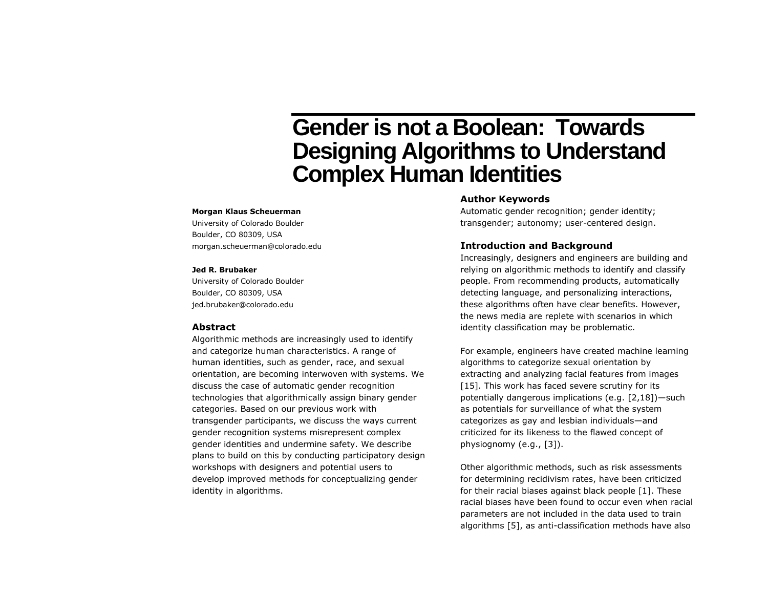# Gender is not a Boolean: Towards Designing Algorithms to Understand Complex Human Identities

**Morgan Klaus Scheuerman**
University of Colorado Boulder
Boulder, CO 80309, USA
morgan.scheuerman@colorado.edu

**Jed R. Brubaker**
University of Colorado Boulder
Boulder, CO 80309, USA
jed.brubaker@colorado.edu

## Abstract

Algorithmic methods are increasingly used to identify and categorize human characteristics. A range of human identities, such as gender, race, and sexual orientation, are becoming interwoven with systems. We discuss the case of automatic gender recognition technologies that algorithmically assign binary gender categories. Based on our previous work with transgender participants, we discuss the ways current gender recognition systems misrepresent complex gender identities and undermine safety. We describe plans to build on this by conducting participatory design workshops with designers and potential users to develop improved methods for conceptualizing gender identity in algorithms.

## Author Keywords

Automatic gender recognition; gender identity; transgender; autonomy; user-centered design.

## Introduction and Background

Increasingly, designers and engineers are building and relying on algorithmic methods to identify and classify people. From recommending products, automatically detecting language, and personalizing interactions, these algorithms often have clear benefits. However, the news media are replete with scenarios in which identity classification may be problematic.

For example, engineers have created machine learning algorithms to categorize sexual orientation by extracting and analyzing facial features from images [15]. This work has faced severe scrutiny for its potentially dangerous implications (e.g. [2,18])—such as potentials for surveillance of what the system categorizes as gay and lesbian individuals—and criticized for its likeness to the flawed concept of physiognomy (e.g., [3]).

Other algorithmic methods, such as risk assessments for determining recidivism rates, have been criticized for their racial biases against black people [1]. These racial biases have been found to occur even when racial parameters are not included in the data used to train algorithms [5], as anti-classification methods have also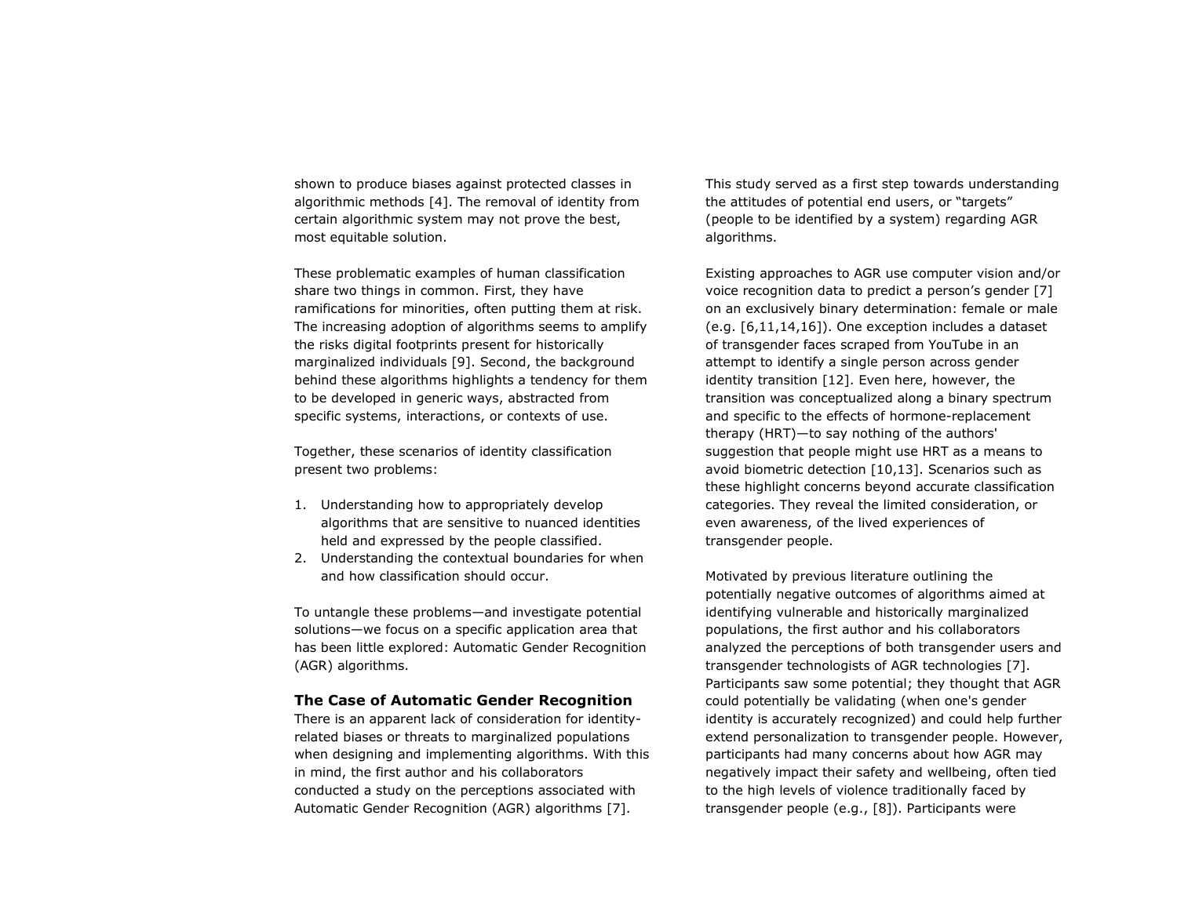shown to produce biases against protected classes in algorithmic methods [4]. The removal of identity from certain algorithmic system may not prove the best, most equitable solution.

These problematic examples of human classification share two things in common. First, they have ramifications for minorities, often putting them at risk. The increasing adoption of algorithms seems to amplify the risks digital footprints present for historically marginalized individuals [9]. Second, the background behind these algorithms highlights a tendency for them to be developed in generic ways, abstracted from specific systems, interactions, or contexts of use.

Together, these scenarios of identity classification present two problems:

1. Understanding how to appropriately develop algorithms that are sensitive to nuanced identities held and expressed by the people classified.
2. Understanding the contextual boundaries for when and how classification should occur.

To untangle these problems—and investigate potential solutions—we focus on a specific application area that has been little explored: Automatic Gender Recognition (AGR) algorithms.

### The Case of Automatic Gender Recognition

There is an apparent lack of consideration for identity-related biases or threats to marginalized populations when designing and implementing algorithms. With this in mind, the first author and his collaborators conducted a study on the perceptions associated with Automatic Gender Recognition (AGR) algorithms [7]. This study served as a first step towards understanding the attitudes of potential end users, or "targets" (people to be identified by a system) regarding AGR algorithms.

Existing approaches to AGR use computer vision and/or voice recognition data to predict a person's gender [7] on an exclusively binary determination: female or male (e.g. [6,11,14,16]). One exception includes a dataset of transgender faces scraped from YouTube in an attempt to identify a single person across gender identity transition [12]. Even here, however, the transition was conceptualized along a binary spectrum and specific to the effects of hormone-replacement therapy (HRT)—to say nothing of the authors' suggestion that people might use HRT as a means to avoid biometric detection [10,13]. Scenarios such as these highlight concerns beyond accurate classification categories. They reveal the limited consideration, or even awareness, of the lived experiences of transgender people.

Motivated by previous literature outlining the potentially negative outcomes of algorithms aimed at identifying vulnerable and historically marginalized populations, the first author and his collaborators analyzed the perceptions of both transgender users and transgender technologists of AGR technologies [7]. Participants saw some potential; they thought that AGR could potentially be validating (when one's gender identity is accurately recognized) and could help further extend personalization to transgender people. However, participants had many concerns about how AGR may negatively impact their safety and wellbeing, often tied to the high levels of violence traditionally faced by transgender people (e.g., [8]). Participants were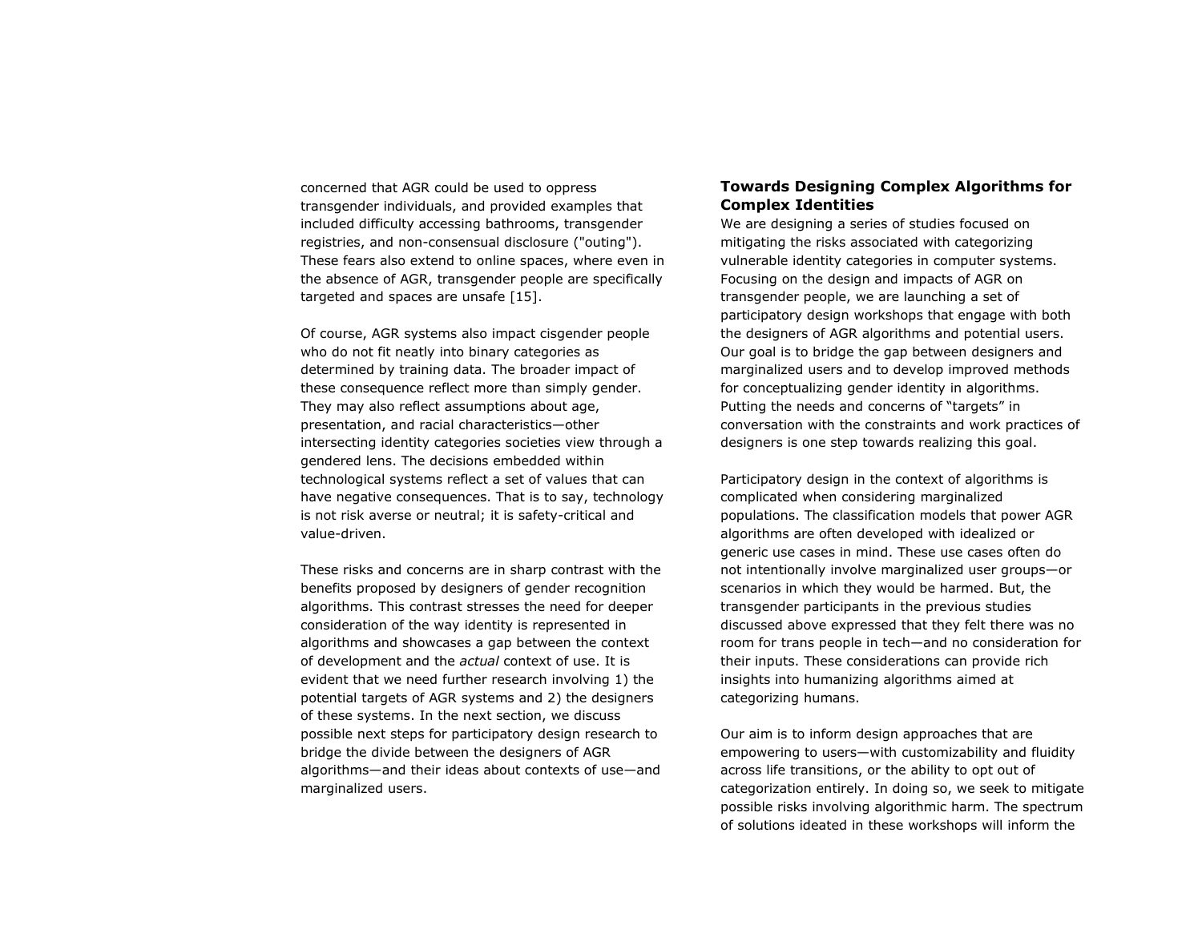concerned that AGR could be used to oppress transgender individuals, and provided examples that included difficulty accessing bathrooms, transgender registries, and non-consensual disclosure ("outing"). These fears also extend to online spaces, where even in the absence of AGR, transgender people are specifically targeted and spaces are unsafe [15].

Of course, AGR systems also impact cisgender people who do not fit neatly into binary categories as determined by training data. The broader impact of these consequence reflect more than simply gender. They may also reflect assumptions about age, presentation, and racial characteristics—other intersecting identity categories societies view through a gendered lens. The decisions embedded within technological systems reflect a set of values that can have negative consequences. That is to say, technology is not risk averse or neutral; it is safety-critical and value-driven.

These risks and concerns are in sharp contrast with the benefits proposed by designers of gender recognition algorithms. This contrast stresses the need for deeper consideration of the way identity is represented in algorithms and showcases a gap between the context of development and the *actual* context of use. It is evident that we need further research involving 1) the potential targets of AGR systems and 2) the designers of these systems. In the next section, we discuss possible next steps for participatory design research to bridge the divide between the designers of AGR algorithms—and their ideas about contexts of use—and marginalized users.

## Towards Designing Complex Algorithms for Complex Identities

We are designing a series of studies focused on mitigating the risks associated with categorizing vulnerable identity categories in computer systems. Focusing on the design and impacts of AGR on transgender people, we are launching a set of participatory design workshops that engage with both the designers of AGR algorithms and potential users. Our goal is to bridge the gap between designers and marginalized users and to develop improved methods for conceptualizing gender identity in algorithms. Putting the needs and concerns of "targets" in conversation with the constraints and work practices of designers is one step towards realizing this goal.

Participatory design in the context of algorithms is complicated when considering marginalized populations. The classification models that power AGR algorithms are often developed with idealized or generic use cases in mind. These use cases often do not intentionally involve marginalized user groups—or scenarios in which they would be harmed. But, the transgender participants in the previous studies discussed above expressed that they felt there was no room for trans people in tech—and no consideration for their inputs. These considerations can provide rich insights into humanizing algorithms aimed at categorizing humans.

Our aim is to inform design approaches that are empowering to users—with customizability and fluidity across life transitions, or the ability to opt out of categorization entirely. In doing so, we seek to mitigate possible risks involving algorithmic harm. The spectrum of solutions ideated in these workshops will inform the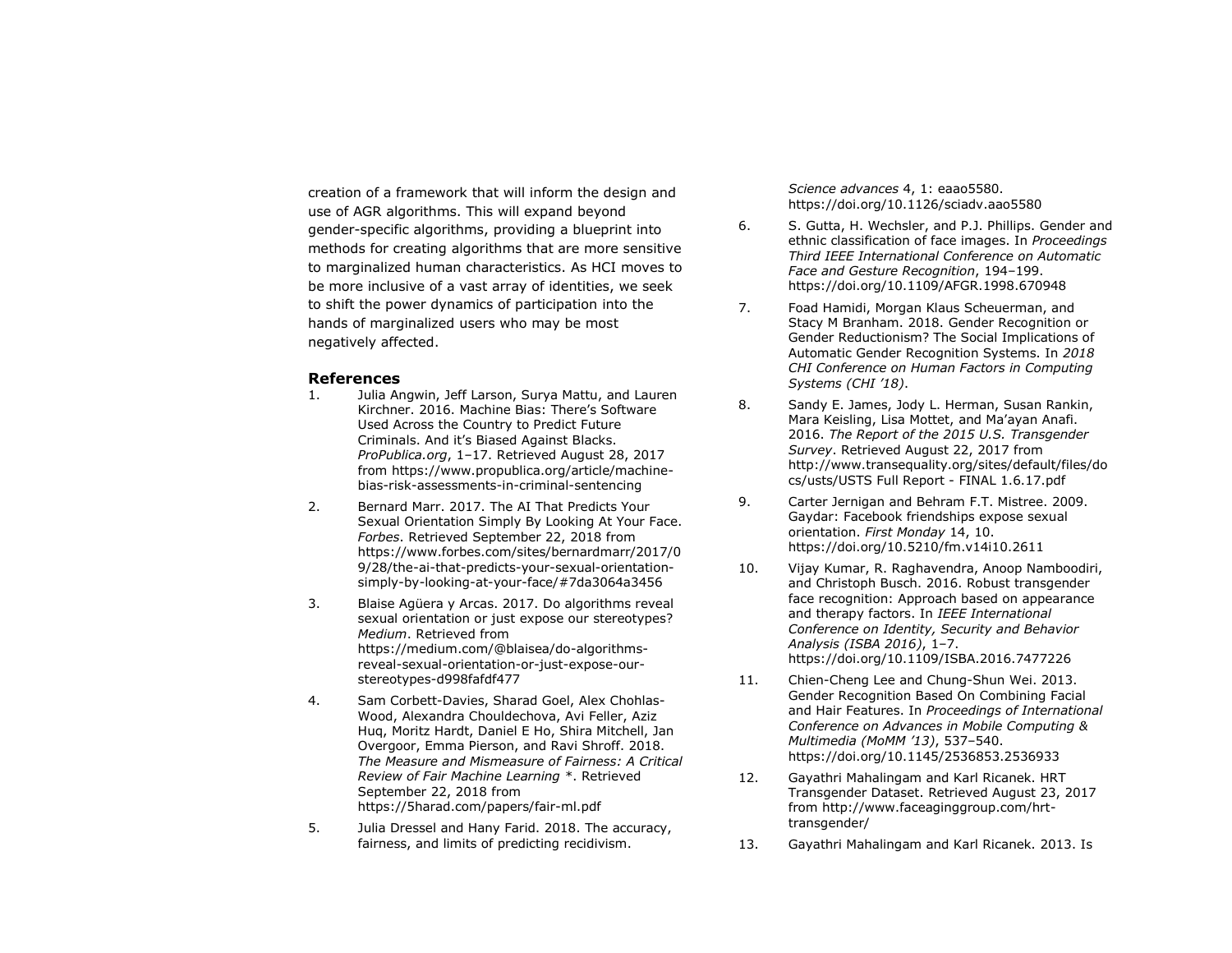creation of a framework that will inform the design and use of AGR algorithms. This will expand beyond gender-specific algorithms, providing a blueprint into methods for creating algorithms that are more sensitive to marginalized human characteristics. As HCI moves to be more inclusive of a vast array of identities, we seek to shift the power dynamics of participation into the hands of marginalized users who may be most negatively affected.

## References

1. Julia Angwin, Jeff Larson, Surya Mattu, and Lauren Kirchner. 2016. Machine Bias: There's Software Used Across the Country to Predict Future Criminals. And it's Biased Against Blacks. *ProPublica.org*, 1–17. Retrieved August 28, 2017 from https://www.propublica.org/article/machine-bias-risk-assessments-in-criminal-sentencing
2. Bernard Marr. 2017. The AI That Predicts Your Sexual Orientation Simply By Looking At Your Face. *Forbes*. Retrieved September 22, 2018 from https://www.forbes.com/sites/bernardmarr/2017/09/28/the-ai-that-predicts-your-sexual-orientation-simply-by-looking-at-your-face/#7da3064a3456
3. Blaise Agüera y Arcas. 2017. Do algorithms reveal sexual orientation or just expose our stereotypes? *Medium*. Retrieved from https://medium.com/@blaisea/do-algorithms-reveal-sexual-orientation-or-just-expose-our-stereotypes-d998fafdf477
4. Sam Corbett-Davies, Sharad Goel, Alex Chohlas-Wood, Alexandra Chouldechova, Avi Feller, Aziz Huq, Moritz Hardt, Daniel E Ho, Shira Mitchell, Jan Overgoor, Emma Pierson, and Ravi Shroff. 2018. *The Measure and Mismeasure of Fairness: A Critical Review of Fair Machine Learning \**. Retrieved September 22, 2018 from https://5harad.com/papers/fair-ml.pdf
5. Julia Dressel and Hany Farid. 2018. The accuracy, fairness, and limits of predicting recidivism. *Science advances* 4, 1: eaao5580. https://doi.org/10.1126/sciadv.aao5580
6. S. Gutta, H. Wechsler, and P.J. Phillips. Gender and ethnic classification of face images. In *Proceedings Third IEEE International Conference on Automatic Face and Gesture Recognition*, 194–199. https://doi.org/10.1109/AFGR.1998.670948
7. Foad Hamidi, Morgan Klaus Scheuerman, and Stacy M Branham. 2018. Gender Recognition or Gender Reductionism? The Social Implications of Automatic Gender Recognition Systems. In *2018 CHI Conference on Human Factors in Computing Systems (CHI '18)*.
8. Sandy E. James, Jody L. Herman, Susan Rankin, Mara Keisling, Lisa Mottet, and Ma'ayan Anafi. 2016. *The Report of the 2015 U.S. Transgender Survey*. Retrieved August 22, 2017 from http://www.transequality.org/sites/default/files/docs/usts/USTS Full Report - FINAL 1.6.17.pdf
9. Carter Jernigan and Behram F.T. Mistree. 2009. Gaydar: Facebook friendships expose sexual orientation. *First Monday* 14, 10. https://doi.org/10.5210/fm.v14i10.2611
10. Vijay Kumar, R. Raghavendra, Anoop Namboodiri, and Christoph Busch. 2016. Robust transgender face recognition: Approach based on appearance and therapy factors. In *IEEE International Conference on Identity, Security and Behavior Analysis (ISBA 2016)*, 1–7. https://doi.org/10.1109/ISBA.2016.7477226
11. Chien-Cheng Lee and Chung-Shun Wei. 2013. Gender Recognition Based On Combining Facial and Hair Features. In *Proceedings of International Conference on Advances in Mobile Computing & Multimedia (MoMM '13)*, 537–540. https://doi.org/10.1145/2536853.2536933
12. Gayathri Mahalingam and Karl Ricanek. HRT Transgender Dataset. Retrieved August 23, 2017 from http://www.faceaginggroup.com/hrt-transgender/
13. Gayathri Mahalingam and Karl Ricanek. 2013. Is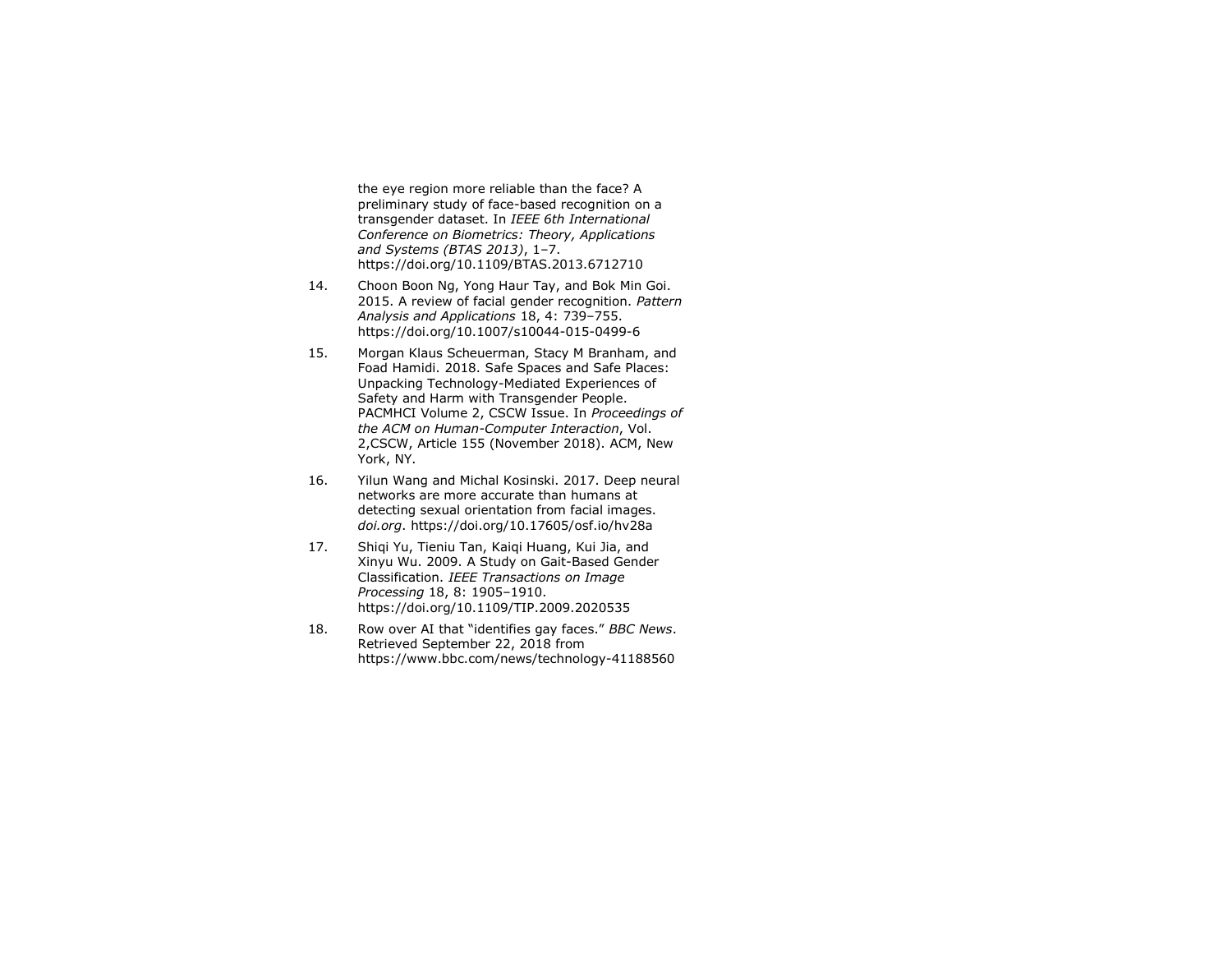the eye region more reliable than the face? A preliminary study of face-based recognition on a transgender dataset. In *IEEE 6th International Conference on Biometrics: Theory, Applications and Systems (BTAS 2013)*, 1–7. https://doi.org/10.1109/BTAS.2013.6712710

14. Choon Boon Ng, Yong Haur Tay, and Bok Min Goi. 2015. A review of facial gender recognition. *Pattern Analysis and Applications* 18, 4: 739–755. https://doi.org/10.1007/s10044-015-0499-6

15. Morgan Klaus Scheuerman, Stacy M Branham, and Foad Hamidi. 2018. Safe Spaces and Safe Places: Unpacking Technology-Mediated Experiences of Safety and Harm with Transgender People. PACMHCI Volume 2, CSCW Issue. In *Proceedings of the ACM on Human-Computer Interaction*, Vol. 2,CSCW, Article 155 (November 2018). ACM, New York, NY.

16. Yilun Wang and Michal Kosinski. 2017. Deep neural networks are more accurate than humans at detecting sexual orientation from facial images. *doi.org*. https://doi.org/10.17605/osf.io/hv28a

17. Shiqi Yu, Tieniu Tan, Kaiqi Huang, Kui Jia, and Xinyu Wu. 2009. A Study on Gait-Based Gender Classification. *IEEE Transactions on Image Processing* 18, 8: 1905–1910. https://doi.org/10.1109/TIP.2009.2020535

18. Row over AI that "identifies gay faces." *BBC News*. Retrieved September 22, 2018 from https://www.bbc.com/news/technology-41188560